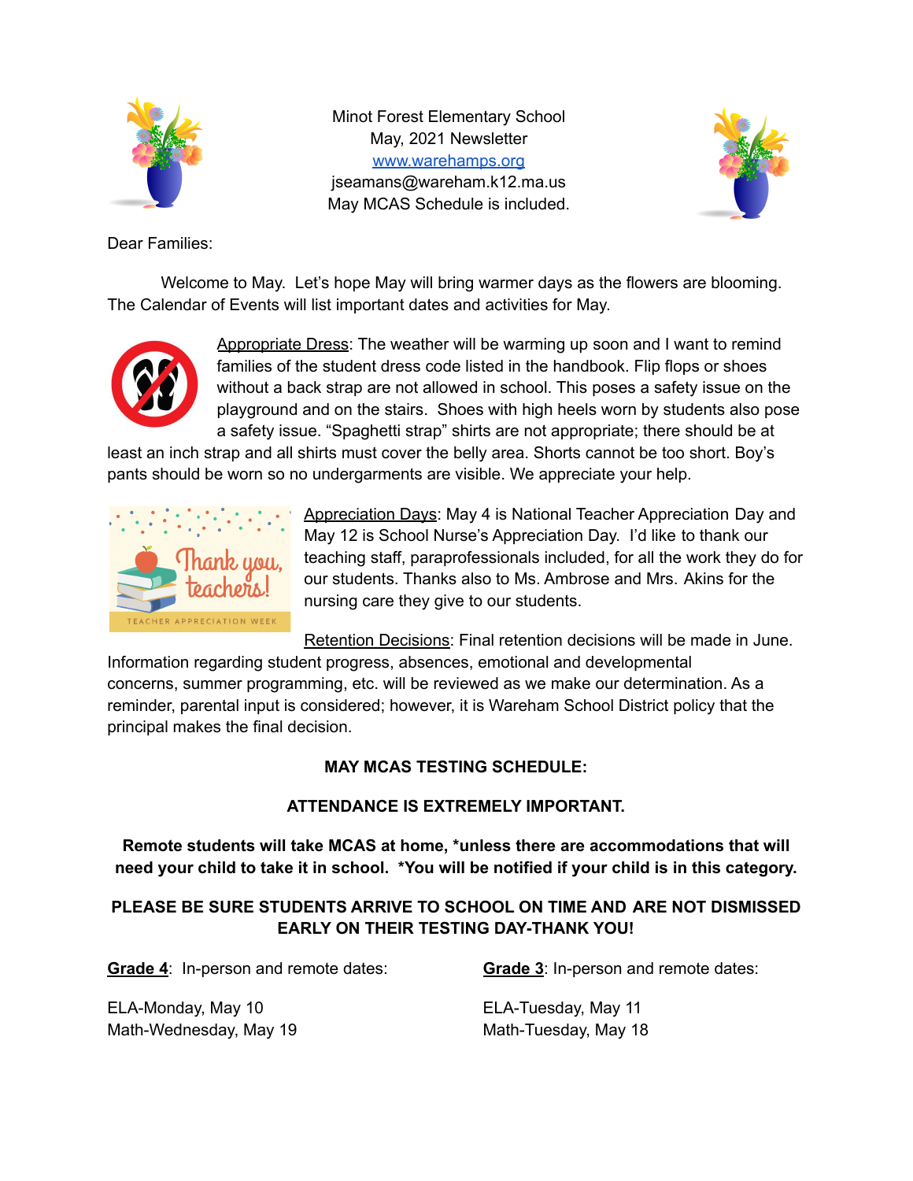Minot Forest Elementary School
May, 2021 Newsletter
www.warehamps.org
jseamans@wareham.k12.ma.us
May MCAS Schedule is included.

Dear Families:

Welcome to May. Let's hope May will bring warmer days as the flowers are blooming. The Calendar of Events will list important dates and activities for May.

Appropriate Dress: The weather will be warming up soon and I want to remind families of the student dress code listed in the handbook. Flip flops or shoes without a back strap are not allowed in school. This poses a safety issue on the playground and on the stairs. Shoes with high heels worn by students also pose a safety issue. "Spaghetti strap" shirts are not appropriate; there should be at least an inch strap and all shirts must cover the belly area. Shorts cannot be too short. Boy's pants should be worn so no undergarments are visible. We appreciate your help.

Appreciation Days: May 4 is National Teacher Appreciation Day and May 12 is School Nurse's Appreciation Day. I'd like to thank our teaching staff, paraprofessionals included, for all the work they do for our students. Thanks also to Ms. Ambrose and Mrs. Akins for the nursing care they give to our students.

Retention Decisions: Final retention decisions will be made in June. Information regarding student progress, absences, emotional and developmental concerns, summer programming, etc. will be reviewed as we make our determination. As a reminder, parental input is considered; however, it is Wareham School District policy that the principal makes the final decision.

**MAY MCAS TESTING SCHEDULE:**

**ATTENDANCE IS EXTREMELY IMPORTANT.**

**Remote students will take MCAS at home, *unless there are accommodations that will need your child to take it in school. *You will be notified if your child is in this category.**

**PLEASE BE SURE STUDENTS ARRIVE TO SCHOOL ON TIME AND ARE NOT DISMISSED EARLY ON THEIR TESTING DAY-THANK YOU!**

**Grade 4**: In-person and remote dates:

ELA-Monday, May 10
Math-Wednesday, May 19

**Grade 3**: In-person and remote dates:

ELA-Tuesday, May 11
Math-Tuesday, May 18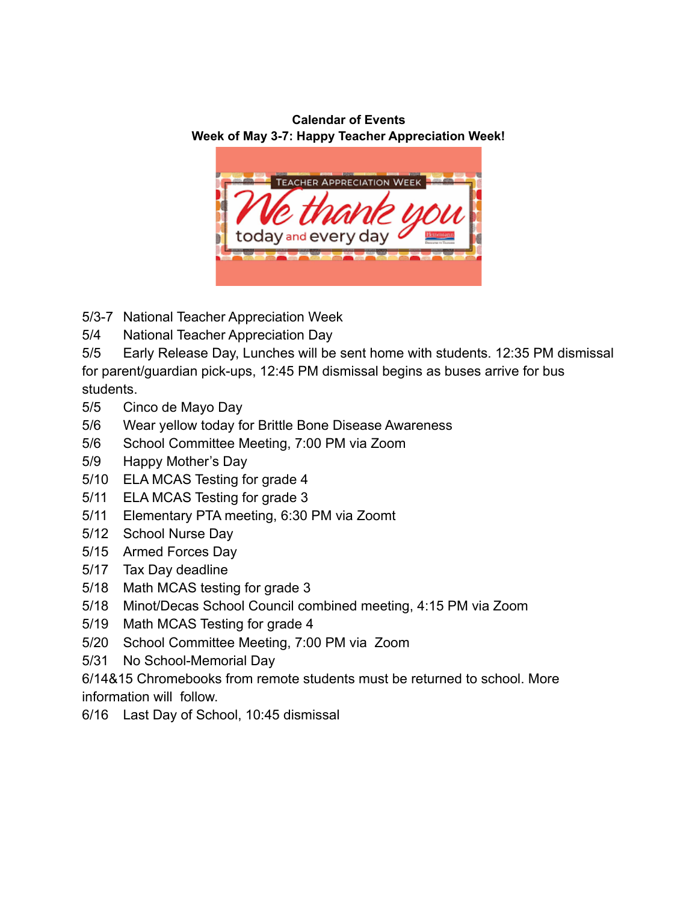**Calendar of Events**

**Week of May 3-7: Happy Teacher Appreciation Week!**

5/3-7 National Teacher Appreciation Week
5/4 National Teacher Appreciation Day
5/5 Early Release Day, Lunches will be sent home with students. 12:35 PM dismissal for parent/guardian pick-ups, 12:45 PM dismissal begins as buses arrive for bus students.
5/5 Cinco de Mayo Day
5/6 Wear yellow today for Brittle Bone Disease Awareness
5/6 School Committee Meeting, 7:00 PM via Zoom
5/9 Happy Mother's Day
5/10 ELA MCAS Testing for grade 4
5/11 ELA MCAS Testing for grade 3
5/11 Elementary PTA meeting, 6:30 PM via Zoomt
5/12 School Nurse Day
5/15 Armed Forces Day
5/17 Tax Day deadline
5/18 Math MCAS testing for grade 3
5/18 Minot/Decas School Council combined meeting, 4:15 PM via Zoom
5/19 Math MCAS Testing for grade 4
5/20 School Committee Meeting, 7:00 PM via Zoom
5/31 No School-Memorial Day
6/14&15 Chromebooks from remote students must be returned to school. More information will follow.
6/16 Last Day of School, 10:45 dismissal